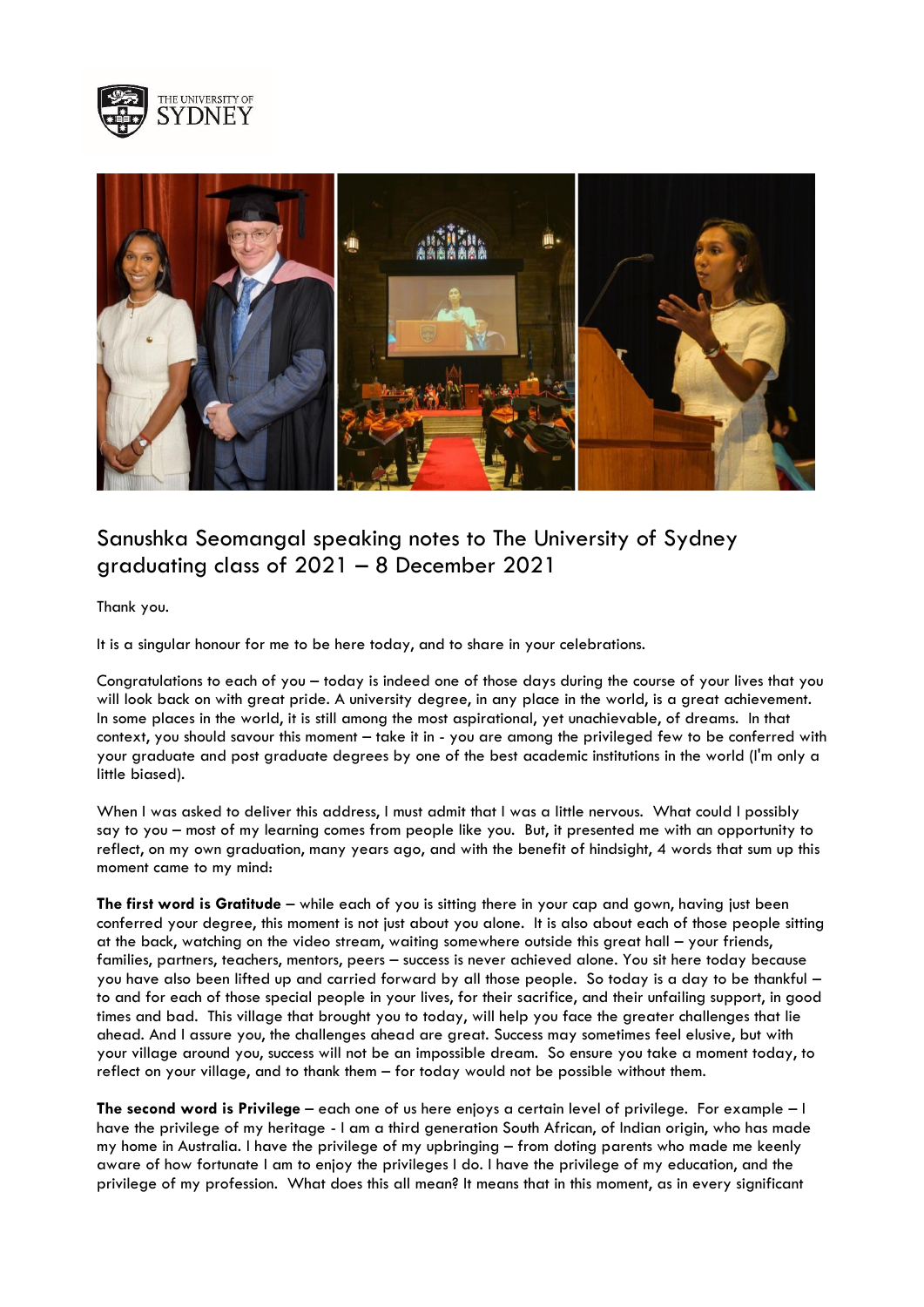# Sanushka Seomangal speaking notes to The University of Sydney graduating class of 2021 – 8 December 2021

Thank you.

It is a singular honour for me to be here today, and to share in your celebrations.

Congratulations to each of you – today is indeed one of those days during the course of your lives that you will look back on with great pride. A university degree, in any place in the world, is a great achievement. In some places in the world, it is still among the most aspirational, yet unachievable, of dreams. In that context, you should savour this moment – take it in - you are among the privileged few to be conferred with your graduate and post graduate degrees by one of the best academic institutions in the world (I'm only a little biased).

When I was asked to deliver this address, I must admit that I was a little nervous. What could I possibly say to you – most of my learning comes from people like you. But, it presented me with an opportunity to reflect, on my own graduation, many years ago, and with the benefit of hindsight, 4 words that sum up this moment came to my mind:

**The first word is Gratitude** – while each of you is sitting there in your cap and gown, having just been conferred your degree, this moment is not just about you alone. It is also about each of those people sitting at the back, watching on the video stream, waiting somewhere outside this great hall – your friends, families, partners, teachers, mentors, peers – success is never achieved alone. You sit here today because you have also been lifted up and carried forward by all those people. So today is a day to be thankful – to and for each of those special people in your lives, for their sacrifice, and their unfailing support, in good times and bad. This village that brought you to today, will help you face the greater challenges that lie ahead. And I assure you, the challenges ahead are great. Success may sometimes feel elusive, but with your village around you, success will not be an impossible dream. So ensure you take a moment today, to reflect on your village, and to thank them – for today would not be possible without them.

**The second word is Privilege** – each one of us here enjoys a certain level of privilege. For example – I have the privilege of my heritage - I am a third generation South African, of Indian origin, who has made my home in Australia. I have the privilege of my upbringing – from doting parents who made me keenly aware of how fortunate I am to enjoy the privileges I do. I have the privilege of my education, and the privilege of my profession. What does this all mean? It means that in this moment, as in every significant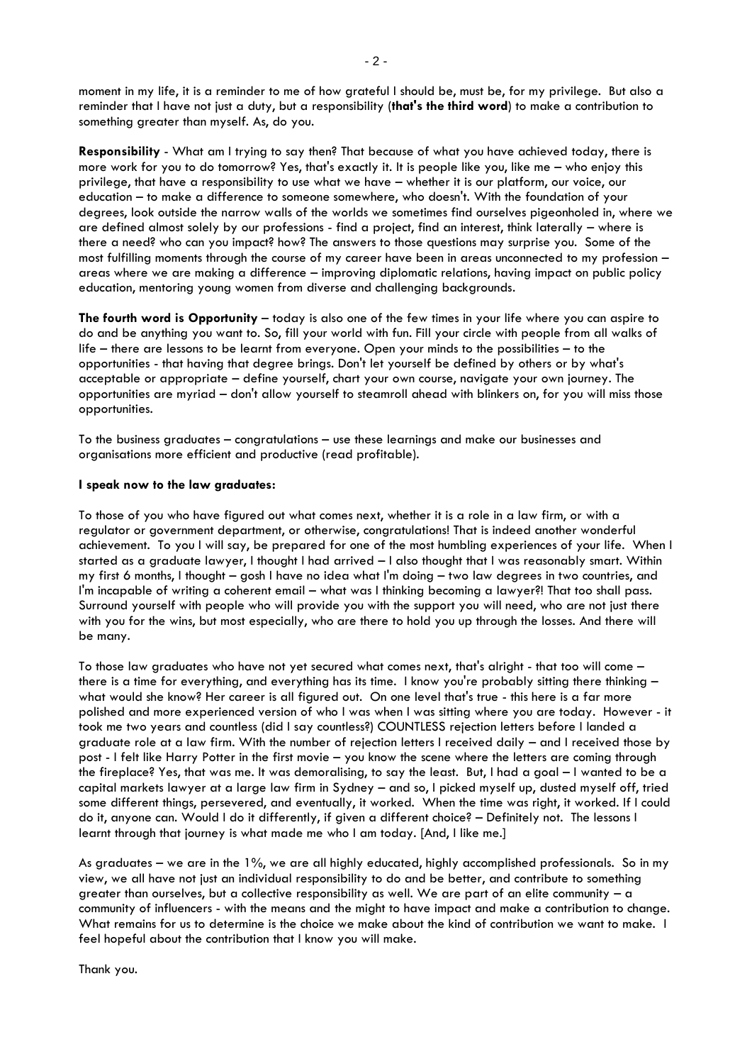moment in my life, it is a reminder to me of how grateful I should be, must be, for my privilege. But also a reminder that I have not just a duty, but a responsibility (**that's the third word**) to make a contribution to something greater than myself. As, do you.

**Responsibility** - What am I trying to say then? That because of what you have achieved today, there is more work for you to do tomorrow? Yes, that's exactly it. It is people like you, like me – who enjoy this privilege, that have a responsibility to use what we have – whether it is our platform, our voice, our education – to make a difference to someone somewhere, who doesn't. With the foundation of your degrees, look outside the narrow walls of the worlds we sometimes find ourselves pigeonholed in, where we are defined almost solely by our professions - find a project, find an interest, think laterally – where is there a need? who can you impact? how? The answers to those questions may surprise you. Some of the most fulfilling moments through the course of my career have been in areas unconnected to my profession – areas where we are making a difference – improving diplomatic relations, having impact on public policy education, mentoring young women from diverse and challenging backgrounds.

**The fourth word is Opportunity** – today is also one of the few times in your life where you can aspire to do and be anything you want to. So, fill your world with fun. Fill your circle with people from all walks of life – there are lessons to be learnt from everyone. Open your minds to the possibilities – to the opportunities - that having that degree brings. Don't let yourself be defined by others or by what's acceptable or appropriate – define yourself, chart your own course, navigate your own journey. The opportunities are myriad – don't allow yourself to steamroll ahead with blinkers on, for you will miss those opportunities.

To the business graduates – congratulations – use these learnings and make our businesses and organisations more efficient and productive (read profitable).

**I speak now to the law graduates:**

To those of you who have figured out what comes next, whether it is a role in a law firm, or with a regulator or government department, or otherwise, congratulations! That is indeed another wonderful achievement. To you I will say, be prepared for one of the most humbling experiences of your life. When I started as a graduate lawyer, I thought I had arrived – I also thought that I was reasonably smart. Within my first 6 months, I thought – gosh I have no idea what I'm doing – two law degrees in two countries, and I'm incapable of writing a coherent email – what was I thinking becoming a lawyer?! That too shall pass. Surround yourself with people who will provide you with the support you will need, who are not just there with you for the wins, but most especially, who are there to hold you up through the losses. And there will be many.

To those law graduates who have not yet secured what comes next, that's alright - that too will come – there is a time for everything, and everything has its time. I know you're probably sitting there thinking – what would she know? Her career is all figured out. On one level that's true - this here is a far more polished and more experienced version of who I was when I was sitting where you are today. However - it took me two years and countless (did I say countless?) COUNTLESS rejection letters before I landed a graduate role at a law firm. With the number of rejection letters I received daily – and I received those by post - I felt like Harry Potter in the first movie – you know the scene where the letters are coming through the fireplace? Yes, that was me. It was demoralising, to say the least. But, I had a goal – I wanted to be a capital markets lawyer at a large law firm in Sydney – and so, I picked myself up, dusted myself off, tried some different things, persevered, and eventually, it worked. When the time was right, it worked. If I could do it, anyone can. Would I do it differently, if given a different choice? – Definitely not. The lessons I learnt through that journey is what made me who I am today. [And, I like me.]

As graduates – we are in the 1%, we are all highly educated, highly accomplished professionals. So in my view, we all have not just an individual responsibility to do and be better, and contribute to something greater than ourselves, but a collective responsibility as well. We are part of an elite community – a community of influencers - with the means and the might to have impact and make a contribution to change. What remains for us to determine is the choice we make about the kind of contribution we want to make. I feel hopeful about the contribution that I know you will make.

Thank you.